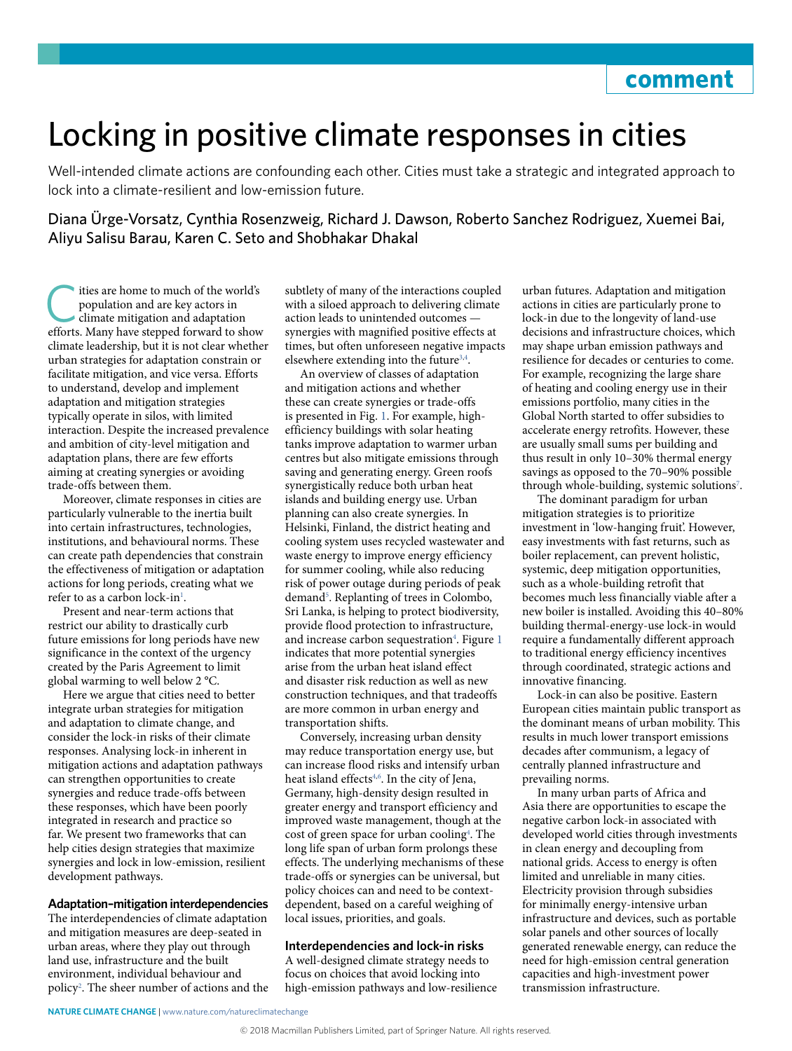comment

# Locking in positive climate responses in cities

Well-intended climate actions are confounding each other. Cities must take a strategic and integrated approach to lock into a climate-resilient and low-emission future.

Diana Ürge-Vorsatz, Cynthia Rosenzweig, Richard J. Dawson, Roberto Sanchez Rodriguez, Xuemei Bai, Aliyu Salisu Barau, Karen C. Seto and Shobhakar Dhakal

Cities are home to much of the world's population and are key actors in climate mitigation and adaptation efforts. Many have stepped forward to show climate leadership, but it is not clear whether urban strategies for adaptation constrain or facilitate mitigation, and vice versa. Efforts to understand, develop and implement adaptation and mitigation strategies typically operate in silos, with limited interaction. Despite the increased prevalence and ambition of city-level mitigation and adaptation plans, there are few efforts aiming at creating synergies or avoiding trade-offs between them.

Moreover, climate responses in cities are particularly vulnerable to the inertia built into certain infrastructures, technologies, institutions, and behavioural norms. These can create path dependencies that constrain the effectiveness of mitigation or adaptation actions for long periods, creating what we refer to as a carbon lock-in[1].

Present and near-term actions that restrict our ability to drastically curb future emissions for long periods have new significance in the context of the urgency created by the Paris Agreement to limit global warming to well below 2 °C.

Here we argue that cities need to better integrate urban strategies for mitigation and adaptation to climate change, and consider the lock-in risks of their climate responses. Analysing lock-in inherent in mitigation actions and adaptation pathways can strengthen opportunities to create synergies and reduce trade-offs between these responses, which have been poorly integrated in research and practice so far. We present two frameworks that can help cities design strategies that maximize synergies and lock in low-emission, resilient development pathways.

### Adaptation–mitigation interdependencies

The interdependencies of climate adaptation and mitigation measures are deep-seated in urban areas, where they play out through land use, infrastructure and the built environment, individual behaviour and policy[2]. The sheer number of actions and the subtlety of many of the interactions coupled with a siloed approach to delivering climate action leads to unintended outcomes — synergies with magnified positive effects at times, but often unforeseen negative impacts elsewhere extending into the future[3,4].

An overview of classes of adaptation and mitigation actions and whether these can create synergies or trade-offs is presented in Fig. 1. For example, high-efficiency buildings with solar heating tanks improve adaptation to warmer urban centres but also mitigate emissions through saving and generating energy. Green roofs synergistically reduce both urban heat islands and building energy use. Urban planning can also create synergies. In Helsinki, Finland, the district heating and cooling system uses recycled wastewater and waste energy to improve energy efficiency for summer cooling, while also reducing risk of power outage during periods of peak demand[5]. Replanting of trees in Colombo, Sri Lanka, is helping to protect biodiversity, provide flood protection to infrastructure, and increase carbon sequestration[4]. Figure 1 indicates that more potential synergies arise from the urban heat island effect and disaster risk reduction as well as new construction techniques, and that tradeoffs are more common in urban energy and transportation shifts.

Conversely, increasing urban density may reduce transportation energy use, but can increase flood risks and intensify urban heat island effects[4,6]. In the city of Jena, Germany, high-density design resulted in greater energy and transport efficiency and improved waste management, though at the cost of green space for urban cooling[4]. The long life span of urban form prolongs these effects. The underlying mechanisms of these trade-offs or synergies can be universal, but policy choices can and need to be context-dependent, based on a careful weighing of local issues, priorities, and goals.

### Interdependencies and lock-in risks

A well-designed climate strategy needs to focus on choices that avoid locking into high-emission pathways and low-resilience urban futures. Adaptation and mitigation actions in cities are particularly prone to lock-in due to the longevity of land-use decisions and infrastructure choices, which may shape urban emission pathways and resilience for decades or centuries to come. For example, recognizing the large share of heating and cooling energy use in their emissions portfolio, many cities in the Global North started to offer subsidies to accelerate energy retrofits. However, these are usually small sums per building and thus result in only 10–30% thermal energy savings as opposed to the 70–90% possible through whole-building, systemic solutions[7].

The dominant paradigm for urban mitigation strategies is to prioritize investment in 'low-hanging fruit'. However, easy investments with fast returns, such as boiler replacement, can prevent holistic, systemic, deep mitigation opportunities, such as a whole-building retrofit that becomes much less financially viable after a new boiler is installed. Avoiding this 40–80% building thermal-energy-use lock-in would require a fundamentally different approach to traditional energy efficiency incentives through coordinated, strategic actions and innovative financing.

Lock-in can also be positive. Eastern European cities maintain public transport as the dominant means of urban mobility. This results in much lower transport emissions decades after communism, a legacy of centrally planned infrastructure and prevailing norms.

In many urban parts of Africa and Asia there are opportunities to escape the negative carbon lock-in associated with developed world cities through investments in clean energy and decoupling from national grids. Access to energy is often limited and unreliable in many cities. Electricity provision through subsidies for minimally energy-intensive urban infrastructure and devices, such as portable solar panels and other sources of locally generated renewable energy, can reduce the need for high-emission central generation capacities and high-investment power transmission infrastructure.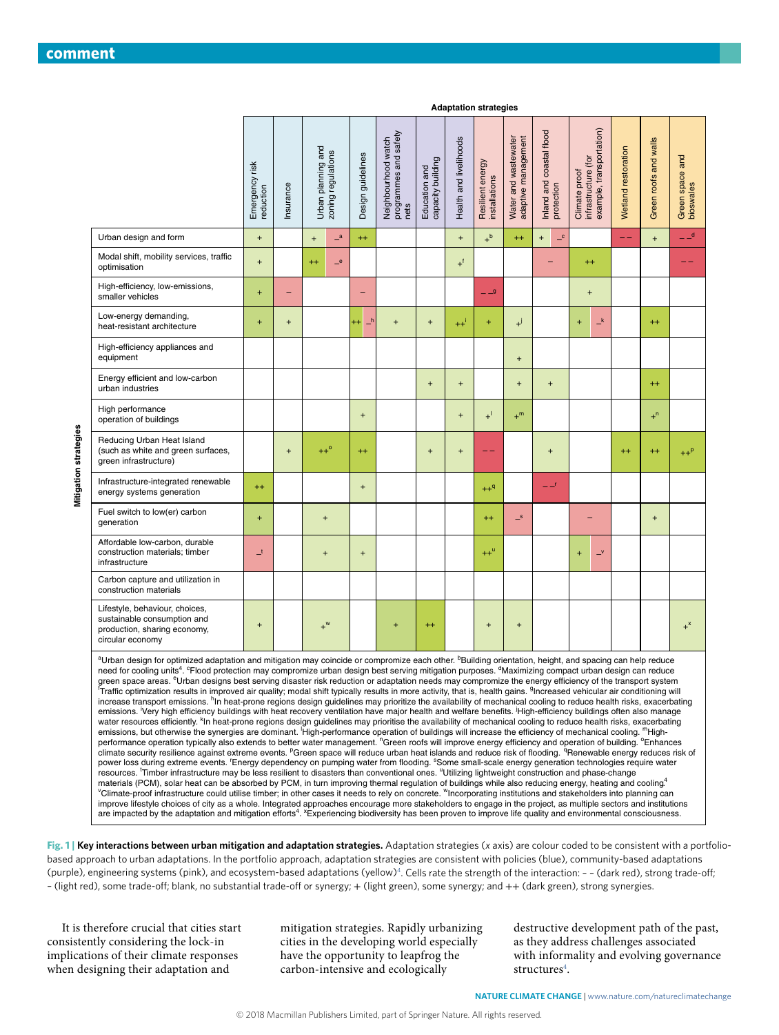| Mitigation strategies | Emergency risk reduction | Insurance | Urban planning and zoning regulations | Design guidelines | Neighbourhood watch programmes and safety nets | Education and capacity building | Health and livelihoods | Resilient energy installations | Water and wastewater adaptive management | Inland and coastal flood protection | Climate proof infrastructure (for example, transportation) | Wetland restoration | Green roofs and walls | Green space and bioswales |
|---|---|---|---|---|---|---|---|---|---|---|---|---|---|---|
| Urban design and form | + | | + –[a] | ++ | | | + | +[b] | ++ | + –[c] | | – – | + | – –[d] |
| Modal shift, mobility services, traffic optimisation | + | | ++ –[e] | | | | +[f] | | | – | ++ | | | – – |
| High-efficiency, low-emissions, smaller vehicles | + | – | | – | | | | – –[g] | | | + | | | |
| Low-energy demanding, heat-resistant architecture | + | + | | ++ –[h] | + | + | ++[i] | + | +[j] | | + –[k] | | ++ | |
| High-efficiency appliances and equipment | | | | | | | | | + | | | | | |
| Energy efficient and low-carbon urban industries | | | | | | + | + | | + | + | | | ++ | |
| High performance operation of buildings | | | | + | | | + | +[l] | +[m] | | | | +[n] | |
| Reducing Urban Heat Island (such as white and green surfaces, green infrastructure) | | + | ++[o] | ++ | | + | + | – – | | + | | ++ | ++ | ++[p] |
| Infrastructure-integrated renewable energy systems generation | ++ | | | + | | | | ++[q] | | – –[r] | | | | |
| Fuel switch to low(er) carbon generation | + | | + | | | | | ++ | –[s] | | – | | + | |
| Affordable low-carbon, durable construction materials; timber infrastructure | –[t] | | + | + | | | | ++[u] | | | + –[v] | | | |
| Carbon capture and utilization in construction materials | | | | | | | | | | | | | | |
| Lifestyle, behaviour, choices, sustainable consumption and production, sharing economy, circular economy | + | | +[w] | | + | ++ | | + | + | | | | | +[x] |

[a]Urban design for optimized adaptation and mitigation may coincide or compromise each other. [b]Building orientation, height, and spacing can help reduce need for cooling units[4]. [c]Flood protection may compromise urban design best serving mitigation purposes. [d]Maximizing compact urban design can reduce green space areas. [e]Urban designs best serving disaster risk reduction or adaptation needs may compromise the energy efficiency of the transport system [f]Traffic optimization results in improved air quality; modal shift typically results in more activity, that is, health gains. [g]Increased vehicular air conditioning will increase transport emissions. [h]In heat-prone regions design guidelines may prioritize the availability of mechanical cooling to reduce health risks, exacerbating emissions. [i]Very high efficiency buildings with heat recovery ventilation have major health and welfare benefits. [j]High-efficiency buildings often also manage water resources efficiently. [k]In heat-prone regions design guidelines may prioritise the availability of mechanical cooling to reduce health risks, exacerbating emissions, but otherwise the synergies are dominant. [l]High-performance operation of buildings will increase the efficiency of mechanical cooling. [m]High-performance operation typically also extends to better water management. [n]Green roofs will improve energy efficiency and operation of building. [o]Enhances climate security resilience against extreme events. [p]Green space will reduce urban heat islands and reduce risk of flooding. [q]Renewable energy reduces risk of power loss during extreme events. [r]Energy dependency on pumping water from flooding. [s]Some small-scale energy generation technologies require water resources. [t]Timber infrastructure may be less resilient to disasters than conventional ones. [u]Utilizing lightweight construction and phase-change materials (PCM), solar heat can be absorbed by PCM, in turn improving thermal regulation of buildings while also reducing energy, heating and cooling[4]. [v]Climate-proof infrastructure could utilise timber; in other cases it needs to rely on concrete. [w]Incorporating institutions and stakeholders into planning can improve lifestyle choices of city as a whole. Integrated approaches encourage more stakeholders to engage in the project, as multiple sectors and institutions are impacted by the adaptation and mitigation efforts[4]. [x]Experiencing biodiversity has been proven to improve life quality and environmental consciousness.

**Fig. 1 | Key interactions between urban mitigation and adaptation strategies.** Adaptation strategies (*x* axis) are colour coded to be consistent with a portfolio-based approach to urban adaptations. In the portfolio approach, adaptation strategies are consistent with policies (blue), community-based adaptations (purple), engineering systems (pink), and ecosystem-based adaptations (yellow)[4]. Cells rate the strength of the interaction: – – (dark red), strong trade-off; – (light red), some trade-off; blank, no substantial trade-off or synergy; + (light green), some synergy; and ++ (dark green), strong synergies.

It is therefore crucial that cities start consistently considering the lock-in implications of their climate responses when designing their adaptation and mitigation strategies. Rapidly urbanizing cities in the developing world especially have the opportunity to leapfrog the carbon-intensive and ecologically destructive development path of the past, as they address challenges associated with informality and evolving governance structures[4].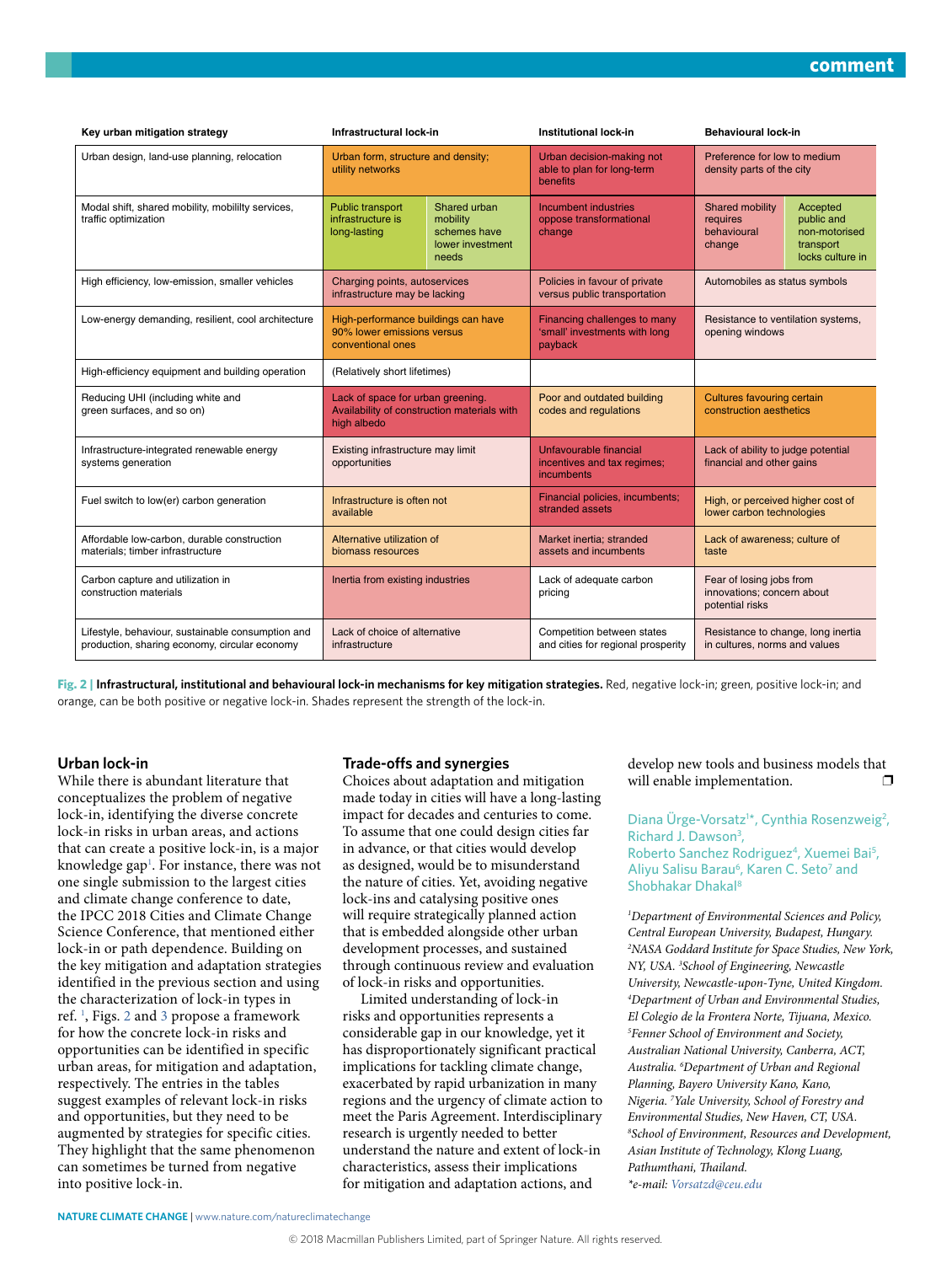| Key urban mitigation strategy | Infrastructural lock-in | | Institutional lock-in | Behavioural lock-in | |
|---|---|---|---|---|---|
| Urban design, land-use planning, relocation | Urban form, structure and density; utility networks | | Urban decision-making not able to plan for long-term benefits | Preference for low to medium density parts of the city | |
| Modal shift, shared mobility, mobililty services, traffic optimization | Public transport infrastructure is long-lasting | Shared urban mobility schemes have lower investment needs | Incumbent industries oppose transformational change | Shared mobility requires behavioural change | Accepted public and non-motorised transport locks culture in |
| High efficiency, low-emission, smaller vehicles | Charging points, autoservices infrastructure may be lacking | | Policies in favour of private versus public transportation | Automobiles as status symbols | |
| Low-energy demanding, resilient, cool architecture | High-performance buildings can have 90% lower emissions versus conventional ones | | Financing challenges to many 'small' investments with long payback | Resistance to ventilation systems, opening windows | |
| High-efficiency equipment and building operation | (Relatively short lifetimes) | | | | |
| Reducing UHI (including white and green surfaces, and so on) | Lack of space for urban greening. Availability of construction materials with high albedo | | Poor and outdated building codes and regulations | Cultures favouring certain construction aesthetics | |
| Infrastructure-integrated renewable energy systems generation | Existing infrastructure may limit opportunities | | Unfavourable financial incentives and tax regimes; incumbents | Lack of ability to judge potential financial and other gains | |
| Fuel switch to low(er) carbon generation | Infrastructure is often not available | | Financial policies, incumbents; stranded assets | High, or perceived higher cost of lower carbon technologies | |
| Affordable low-carbon, durable construction materials; timber infrastructure | Alternative utilization of biomass resources | | Market inertia; stranded assets and incumbents | Lack of awareness; culture of taste | |
| Carbon capture and utilization in construction materials | Inertia from existing industries | | Lack of adequate carbon pricing | Fear of losing jobs from innovations; concern about potential risks | |
| Lifestyle, behaviour, sustainable consumption and production, sharing economy, circular economy | Lack of choice of alternative infrastructure | | Competition between states and cities for regional prosperity | Resistance to change, long inertia in cultures, norms and values | |

**Fig. 2 | Infrastructural, institutional and behavioural lock-in mechanisms for key mitigation strategies.** Red, negative lock-in; green, positive lock-in; and orange, can be both positive or negative lock-in. Shades represent the strength of the lock-in.

## Urban lock-in

While there is abundant literature that conceptualizes the problem of negative lock-in, identifying the diverse concrete lock-in risks in urban areas, and actions that can create a positive lock-in, is a major knowledge gap[1]. For instance, there was not one single submission to the largest cities and climate change conference to date, the IPCC 2018 Cities and Climate Change Science Conference, that mentioned either lock-in or path dependence. Building on the key mitigation and adaptation strategies identified in the previous section and using the characterization of lock-in types in ref. [1], Figs. 2 and 3 propose a framework for how the concrete lock-in risks and opportunities can be identified in specific urban areas, for mitigation and adaptation, respectively. The entries in the tables suggest examples of relevant lock-in risks and opportunities, but they need to be augmented by strategies for specific cities. They highlight that the same phenomenon can sometimes be turned from negative into positive lock-in.

## Trade-offs and synergies

Choices about adaptation and mitigation made today in cities will have a long-lasting impact for decades and centuries to come. To assume that one could design cities far in advance, or that cities would develop as designed, would be to misunderstand the nature of cities. Yet, avoiding negative lock-ins and catalysing positive ones will require strategically planned action that is embedded alongside other urban development processes, and sustained through continuous review and evaluation of lock-in risks and opportunities.

Limited understanding of lock-in risks and opportunities represents a considerable gap in our knowledge, yet it has disproportionately significant practical implications for tackling climate change, exacerbated by rapid urbanization in many regions and the urgency of climate action to meet the Paris Agreement. Interdisciplinary research is urgently needed to better understand the nature and extent of lock-in characteristics, assess their implications for mitigation and adaptation actions, and develop new tools and business models that will enable implementation. ❐

Diana Ürge-Vorsatz[1*], Cynthia Rosenzweig[2], Richard J. Dawson[3], Roberto Sanchez Rodriguez[4], Xuemei Bai[5], Aliyu Salisu Barau[6], Karen C. Seto[7] and Shobhakar Dhakal[8]

*[1]Department of Environmental Sciences and Policy, Central European University, Budapest, Hungary. [2]NASA Goddard Institute for Space Studies, New York, NY, USA. [3]School of Engineering, Newcastle University, Newcastle-upon-Tyne, United Kingdom. [4]Department of Urban and Environmental Studies, El Colegio de la Frontera Norte, Tijuana, Mexico. [5]Fenner School of Environment and Society, Australian National University, Canberra, ACT, Australia. [6]Department of Urban and Regional Planning, Bayero University Kano, Kano, Nigeria. [7]Yale University, School of Forestry and Environmental Studies, New Haven, CT, USA. [8]School of Environment, Resources and Development, Asian Institute of Technology, Klong Luang, Pathumthani, Thailand.*
*\*e-mail: Vorsatzd@ceu.edu*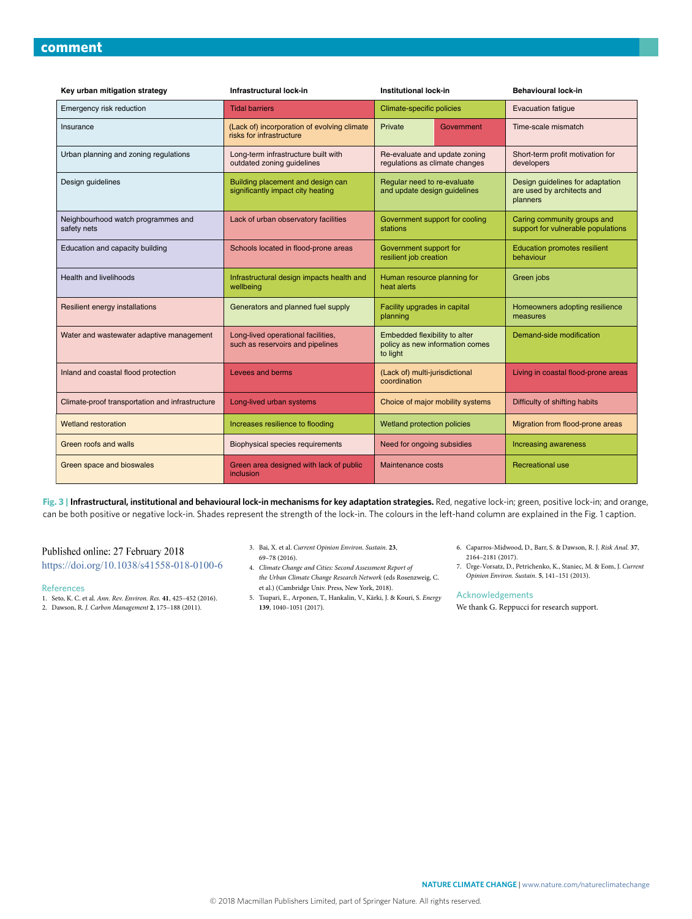| Key urban mitigation strategy | Infrastructural lock-in | Institutional lock-in | | Behavioural lock-in |
|---|---|---|---|---|
| Emergency risk reduction | Tidal barriers | Climate-specific policies | | Evacuation fatigue |
| Insurance | (Lack of) incorporation of evolving climate risks for infrastructure | Private | Government | Time-scale mismatch |
| Urban planning and zoning regulations | Long-term infrastructure built with outdated zoning guidelines | Re-evaluate and update zoning regulations as climate changes | | Short-term profit motivation for developers |
| Design guidelines | Building placement and design can significantly impact city heating | Regular need to re-evaluate and update design guidelines | | Design guidelines for adaptation are used by architects and planners |
| Neighbourhood watch programmes and safety nets | Lack of urban observatory facilities | Government support for cooling stations | | Caring community groups and support for vulnerable populations |
| Education and capacity building | Schools located in flood-prone areas | Government support for resilient job creation | | Education promotes resilient behaviour |
| Health and livelihoods | Infrastructural design impacts health and wellbeing | Human resource planning for heat alerts | | Green jobs |
| Resilient energy installations | Generators and planned fuel supply | Facility upgrades in capital planning | | Homeowners adopting resilience measures |
| Water and wastewater adaptive management | Long-lived operational facilities, such as reservoirs and pipelines | Embedded flexibility to alter policy as new information comes to light | | Demand-side modification |
| Inland and coastal flood protection | Levees and berms | (Lack of) multi-jurisdictional coordination | | Living in coastal flood-prone areas |
| Climate-proof transportation and infrastructure | Long-lived urban systems | Choice of major mobility systems | | Difficulty of shifting habits |
| Wetland restoration | Increases resilience to flooding | Wetland protection policies | | Migration from flood-prone areas |
| Green roofs and walls | Biophysical species requirements | Need for ongoing subsidies | | Increasing awareness |
| Green space and bioswales | Green area designed with lack of public inclusion | Maintenance costs | | Recreational use |

**Fig. 3 | Infrastructural, institutional and behavioural lock-in mechanisms for key adaptation strategies.** Red, negative lock-in; green, positive lock-in; and orange, can be both positive or negative lock-in. Shades represent the strength of the lock-in. The colours in the left-hand column are explained in the Fig. 1 caption.

Published online: 27 February 2018
https://doi.org/10.1038/s41558-018-0100-6

## References

1. Seto, K. C. et al. *Ann. Rev. Environ. Res.* **41**, 425–452 (2016).
2. Dawson, R. *J. Carbon Management* **2**, 175–188 (2011).
3. Bai, X. et al. *Current Opinion Environ. Sustain.* **23**, 69–78 (2016).
4. *Climate Change and Cities: Second Assessment Report of the Urban Climate Change Research Network* (eds Rosenzweig, C. et al.) (Cambridge Univ. Press, New York, 2018).
5. Tsupari, E., Arponen, T., Hankalin, V., Kärki, J. & Kouri, S. *Energy* **139**, 1040–1051 (2017).
6. Caparros-Midwood, D., Barr, S. & Dawson, R. J. *Risk Anal.* **37**, 2164–2181 (2017).
7. Ürge-Vorsatz, D., Petrichenko, K., Staniec, M. & Eom, J. *Current Opinion Environ. Sustain.* **5**, 141–151 (2013).

## Acknowledgements

We thank G. Reppucci for research support.